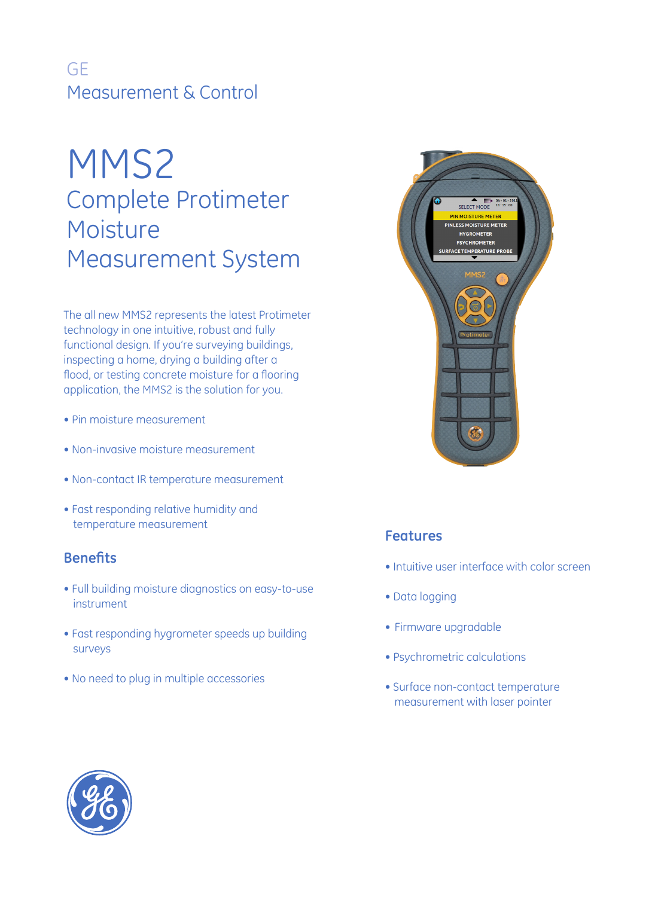GE
Measurement & Control

# MMS2

## Complete Protimeter Moisture Measurement System

The all new MMS2 represents the latest Protimeter technology in one intuitive, robust and fully functional design. If you're surveying buildings, inspecting a home, drying a building after a flood, or testing concrete moisture for a flooring application, the MMS2 is the solution for you.

- Pin moisture measurement
- Non-invasive moisture measurement
- Non-contact IR temperature measurement
- Fast responding relative humidity and temperature measurement

### Benefits

- Full building moisture diagnostics on easy-to-use instrument
- Fast responding hygrometer speeds up building surveys
- No need to plug in multiple accessories

### Features

- Intuitive user interface with color screen
- Data logging
- Firmware upgradable
- Psychrometric calculations
- Surface non-contact temperature measurement with laser pointer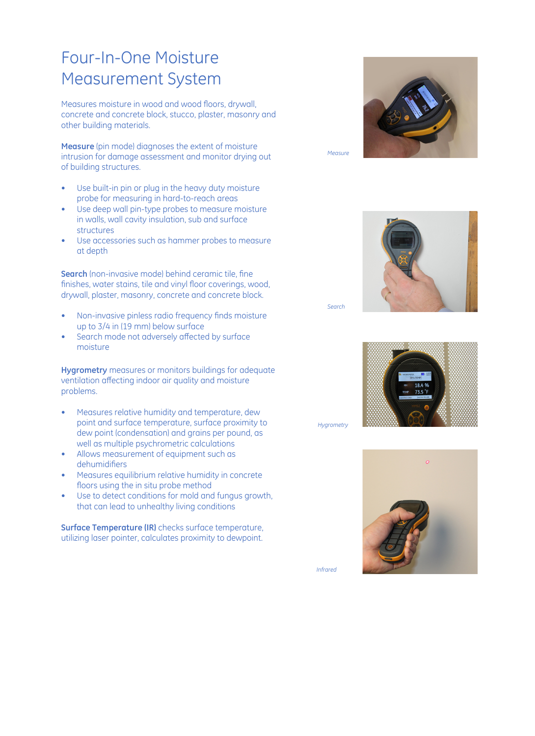# Four-In-One Moisture Measurement System

Measures moisture in wood and wood floors, drywall, concrete and concrete block, stucco, plaster, masonry and other building materials.

**Measure** (pin mode) diagnoses the extent of moisture intrusion for damage assessment and monitor drying out of building structures.

- Use built-in pin or plug in the heavy duty moisture probe for measuring in hard-to-reach areas
- Use deep wall pin-type probes to measure moisture in walls, wall cavity insulation, sub and surface structures
- Use accessories such as hammer probes to measure at depth

**Search** (non-invasive mode) behind ceramic tile, fine finishes, water stains, tile and vinyl floor coverings, wood, drywall, plaster, masonry, concrete and concrete block.

- Non-invasive pinless radio frequency finds moisture up to 3/4 in (19 mm) below surface
- Search mode not adversely affected by surface moisture

**Hygrometry** measures or monitors buildings for adequate ventilation affecting indoor air quality and moisture problems.

- Measures relative humidity and temperature, dew point and surface temperature, surface proximity to dew point (condensation) and grains per pound, as well as multiple psychrometric calculations
- Allows measurement of equipment such as dehumidifiers
- Measures equilibrium relative humidity in concrete floors using the in situ probe method
- Use to detect conditions for mold and fungus growth, that can lead to unhealthy living conditions

**Surface Temperature (IR)** checks surface temperature, utilizing laser pointer, calculates proximity to dewpoint.

*Measure*

*Search*

*Hygrometry*

*Infrared*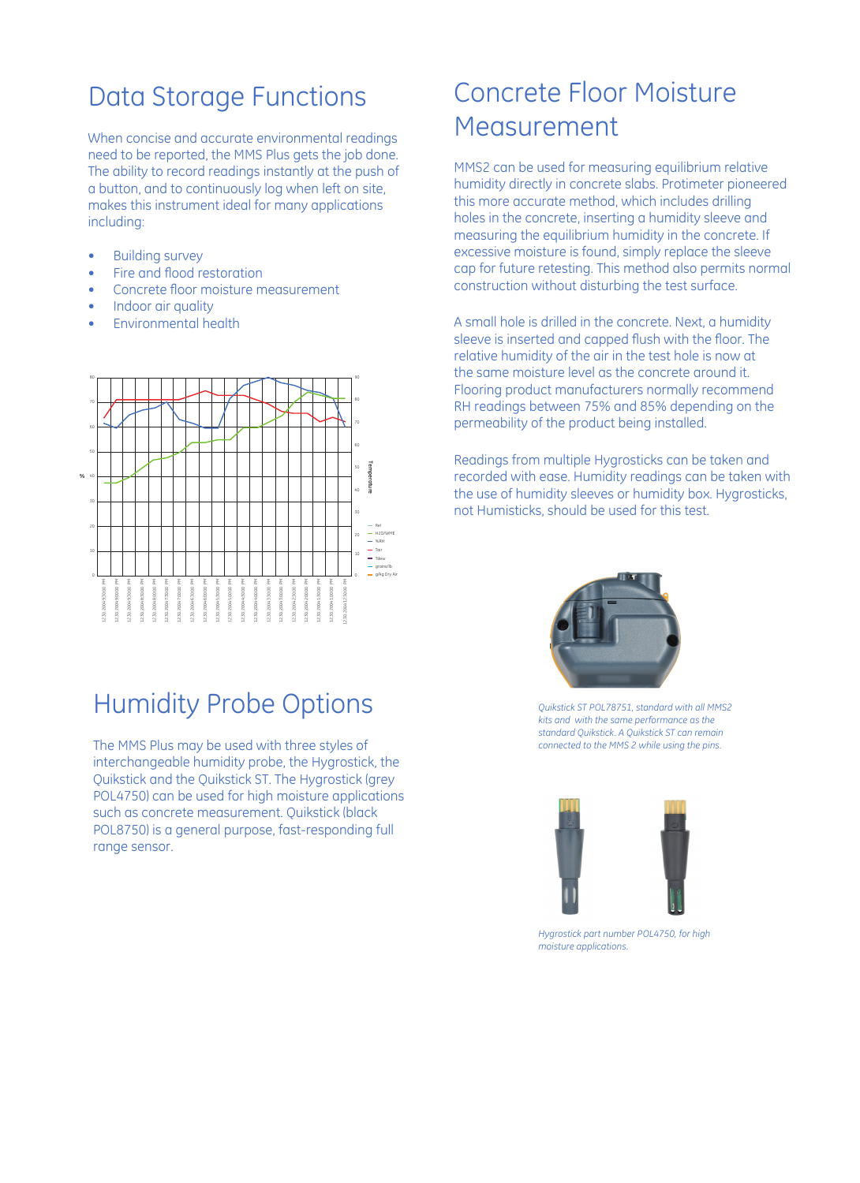# Data Storage Functions

When concise and accurate environmental readings need to be reported, the MMS Plus gets the job done. The ability to record readings instantly at the push of a button, and to continuously log when left on site, makes this instrument ideal for many applications including:

- Building survey
- Fire and flood restoration
- Concrete floor moisture measurement
- Indoor air quality
- Environmental health

# Humidity Probe Options

The MMS Plus may be used with three styles of interchangeable humidity probe, the Hygrostick, the Quikstick and the Quikstick ST. The Hygrostick (grey POL4750) can be used for high moisture applications such as concrete measurement. Quikstick (black POL8750) is a general purpose, fast-responding full range sensor.

# Concrete Floor Moisture Measurement

MMS2 can be used for measuring equilibrium relative humidity directly in concrete slabs. Protimeter pioneered this more accurate method, which includes drilling holes in the concrete, inserting a humidity sleeve and measuring the equilibrium humidity in the concrete. If excessive moisture is found, simply replace the sleeve cap for future retesting. This method also permits normal construction without disturbing the test surface.

A small hole is drilled in the concrete. Next, a humidity sleeve is inserted and capped flush with the floor. The relative humidity of the air in the test hole is now at the same moisture level as the concrete around it. Flooring product manufacturers normally recommend RH readings between 75% and 85% depending on the permeability of the product being installed.

Readings from multiple Hygrosticks can be taken and recorded with ease. Humidity readings can be taken with the use of humidity sleeves or humidity box. Hygrosticks, not Humisticks, should be used for this test.

*Quikstick ST POL78751, standard with all MMS2 kits and with the same performance as the standard Quikstick. A Quikstick ST can remain connected to the MMS 2 while using the pins.*

*Hygrostick part number POL4750, for high moisture applications.*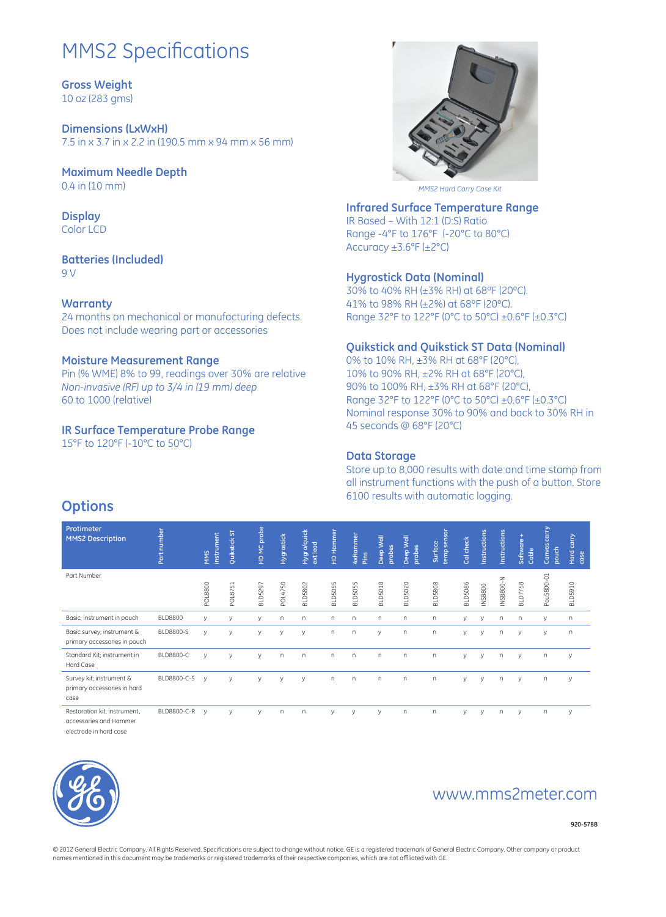# MMS2 Specifications

**Gross Weight**
10 oz (283 gms)

**Dimensions (LxWxH)**
7.5 in x 3.7 in x 2.2 in (190.5 mm x 94 mm x 56 mm)

**Maximum Needle Depth**
0.4 in (10 mm)

**Display**
Color LCD

**Batteries (Included)**
9 V

**Warranty**
24 months on mechanical or manufacturing defects.
Does not include wearing part or accessories

**Moisture Measurement Range**
Pin (% WME) 8% to 99, readings over 30% are relative
*Non-invasive (RF) up to 3/4 in (19 mm) deep*
60 to 1000 (relative)

**IR Surface Temperature Probe Range**
15°F to 120°F (-10°C to 50°C)

*MMS2 Hard Carry Case Kit*

**Infrared Surface Temperature Range**
IR Based – With 12:1 (D:S) Ratio
Range -4°F to 176°F (-20°C to 80°C)
Accuracy ±3.6°F (±2°C)

**Hygrostick Data (Nominal)**
30% to 40% RH (±3% RH) at 68°F (20°C).
41% to 98% RH (±2%) at 68°F (20°C).
Range 32°F to 122°F (0°C to 50°C) ±0.6°F (±0.3°C)

**Quikstick and Quikstick ST Data (Nominal)**
0% to 10% RH, ±3% RH at 68°F (20°C),
10% to 90% RH, ±2% RH at 68°F (20°C),
90% to 100% RH, ±3% RH at 68°F (20°C),
Range 32°F to 122°F (0°C to 50°C) ±0.6°F (±0.3°C)
Nominal response 30% to 90% and back to 30% RH in 45 seconds @ 68°F (20°C)

**Data Storage**
Store up to 8,000 results with date and time stamp from all instrument functions with the push of a button. Store 6100 results with automatic logging.

## Options

| Protimeter MMS2 Description | Part number | MMS instrument | Quikstick ST | HD MC probe | Hygrostick | Hygro/quick ext lead | HD Hammer | 4xHammer Pins | Deep Wall probes | Deep Wall probes | Surface temp sensor | Cal check | Instructions | Instructions | Software + Cable | Canvas carry pouch | Hard carry case |
|---|---|---|---|---|---|---|---|---|---|---|---|---|---|---|---|---|---|
| Part Number | | POL8800 | POL8751 | BLD5297 | POL4750 | BLD5802 | BLD5055 | BLD5055 | BLD5018 | BLD5020 | BLD5808 | BLD5086 | INS8800 | INS8800-N | BLD7758 | Pou5800-01 | BLD5910 |
| Basic; instrument in pouch | BLD8800 | y | y | y | n | n | n | n | n | n | n | y | y | n | n | y | n |
| Basic survey; instrument & primary accessories in pouch | BLD8800-S | y | y | y | y | y | n | n | y | n | n | y | y | n | y | y | n |
| Standard Kit; instrument in Hard Case | BLD8800-C | y | y | y | n | n | n | n | n | n | n | y | y | n | y | n | y |
| Survey kit; instrument & primary accessories in hard case | BLD8800-C-S | y | y | y | y | y | n | n | n | n | n | y | y | n | y | n | y |
| Restoration kit; instrument, accessories and Hammer electrode in hard case | BLD8800-C-R | y | y | y | n | n | y | y | y | n | n | y | y | n | y | n | y |

www.mms2meter.com

920-578B

© 2012 General Electric Company. All Rights Reserved. Specifications are subject to change without notice. GE is a registered trademark of General Electric Company. Other company or product names mentioned in this document may be trademarks or registered trademarks of their respective companies, which are not affiliated with GE.